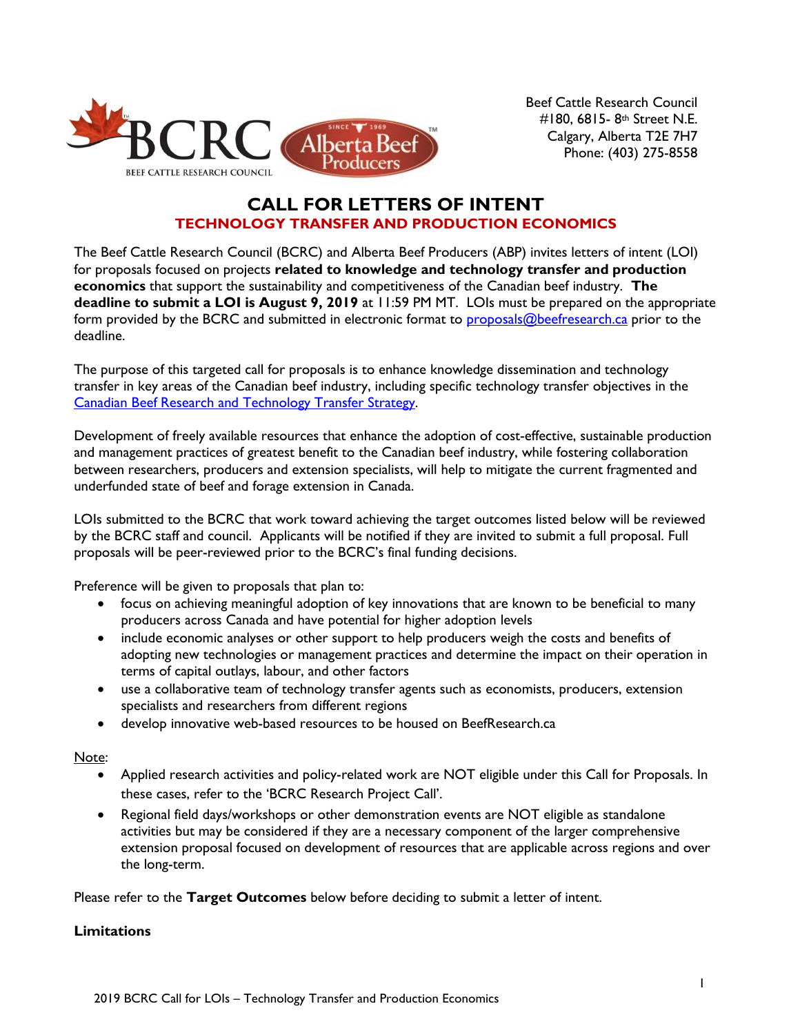Beef Cattle Research Council
#180, 6815- 8th Street N.E.
Calgary, Alberta T2E 7H7
Phone: (403) 275-8558

# CALL FOR LETTERS OF INTENT

## TECHNOLOGY TRANSFER AND PRODUCTION ECONOMICS

The Beef Cattle Research Council (BCRC) and Alberta Beef Producers (ABP) invites letters of intent (LOI) for proposals focused on projects **related to knowledge and technology transfer and production economics** that support the sustainability and competitiveness of the Canadian beef industry. **The deadline to submit a LOI is August 9, 2019** at 11:59 PM MT. LOIs must be prepared on the appropriate form provided by the BCRC and submitted in electronic format to proposals@beefresearch.ca prior to the deadline.

The purpose of this targeted call for proposals is to enhance knowledge dissemination and technology transfer in key areas of the Canadian beef industry, including specific technology transfer objectives in the Canadian Beef Research and Technology Transfer Strategy.

Development of freely available resources that enhance the adoption of cost-effective, sustainable production and management practices of greatest benefit to the Canadian beef industry, while fostering collaboration between researchers, producers and extension specialists, will help to mitigate the current fragmented and underfunded state of beef and forage extension in Canada.

LOIs submitted to the BCRC that work toward achieving the target outcomes listed below will be reviewed by the BCRC staff and council. Applicants will be notified if they are invited to submit a full proposal. Full proposals will be peer-reviewed prior to the BCRC's final funding decisions.

Preference will be given to proposals that plan to:

- focus on achieving meaningful adoption of key innovations that are known to be beneficial to many producers across Canada and have potential for higher adoption levels
- include economic analyses or other support to help producers weigh the costs and benefits of adopting new technologies or management practices and determine the impact on their operation in terms of capital outlays, labour, and other factors
- use a collaborative team of technology transfer agents such as economists, producers, extension specialists and researchers from different regions
- develop innovative web-based resources to be housed on BeefResearch.ca

Note:

- Applied research activities and policy-related work are NOT eligible under this Call for Proposals. In these cases, refer to the 'BCRC Research Project Call'.
- Regional field days/workshops or other demonstration events are NOT eligible as standalone activities but may be considered if they are a necessary component of the larger comprehensive extension proposal focused on development of resources that are applicable across regions and over the long-term.

Please refer to the **Target Outcomes** below before deciding to submit a letter of intent.

### Limitations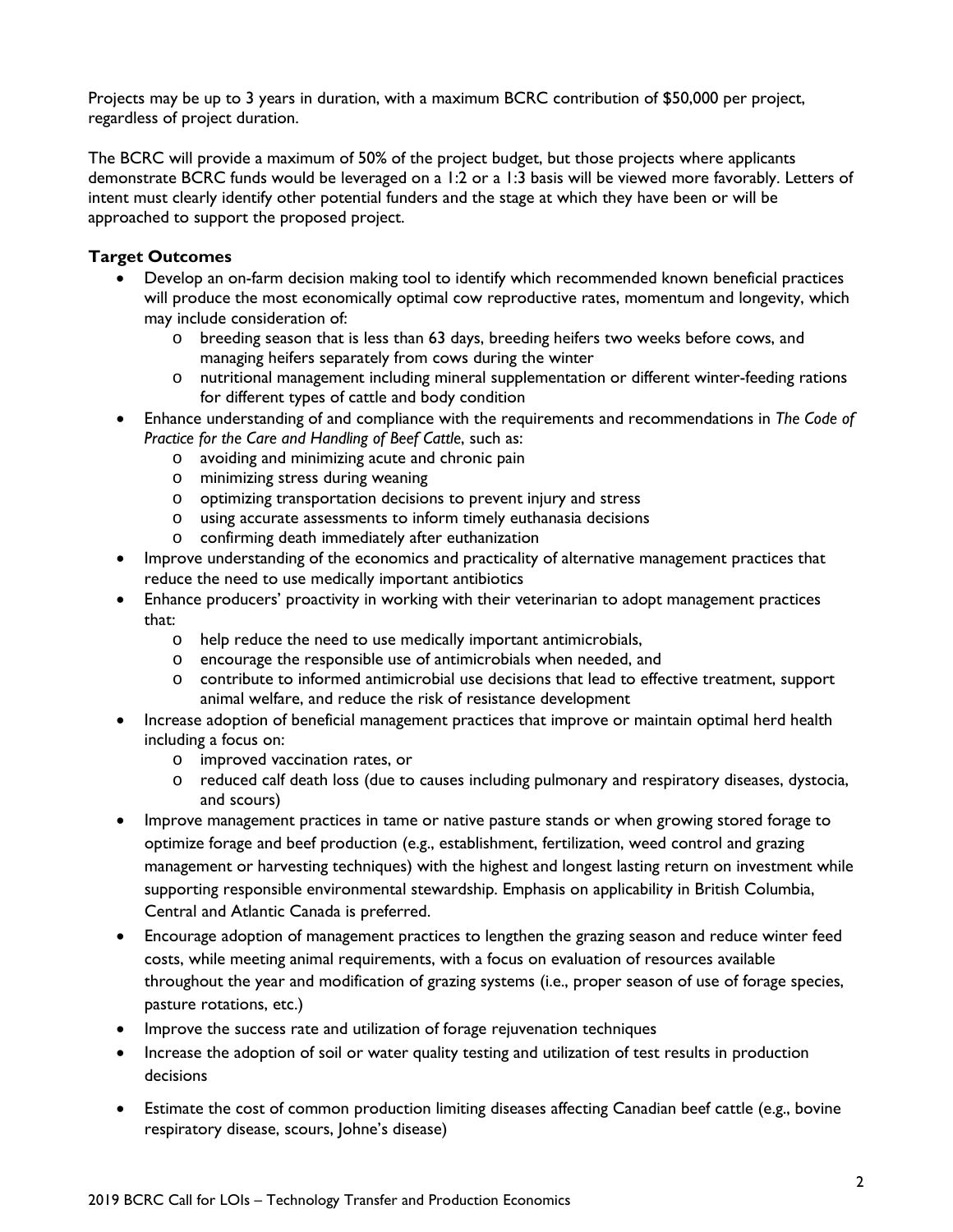Projects may be up to 3 years in duration, with a maximum BCRC contribution of $50,000 per project, regardless of project duration.

The BCRC will provide a maximum of 50% of the project budget, but those projects where applicants demonstrate BCRC funds would be leveraged on a 1:2 or a 1:3 basis will be viewed more favorably. Letters of intent must clearly identify other potential funders and the stage at which they have been or will be approached to support the proposed project.

**Target Outcomes**

- Develop an on-farm decision making tool to identify which recommended known beneficial practices will produce the most economically optimal cow reproductive rates, momentum and longevity, which may include consideration of:
    - breeding season that is less than 63 days, breeding heifers two weeks before cows, and managing heifers separately from cows during the winter
    - nutritional management including mineral supplementation or different winter-feeding rations for different types of cattle and body condition
- Enhance understanding of and compliance with the requirements and recommendations in *The Code of Practice for the Care and Handling of Beef Cattle*, such as:
    - avoiding and minimizing acute and chronic pain
    - minimizing stress during weaning
    - optimizing transportation decisions to prevent injury and stress
    - using accurate assessments to inform timely euthanasia decisions
    - confirming death immediately after euthanization
- Improve understanding of the economics and practicality of alternative management practices that reduce the need to use medically important antibiotics
- Enhance producers' proactivity in working with their veterinarian to adopt management practices that:
    - help reduce the need to use medically important antimicrobials,
    - encourage the responsible use of antimicrobials when needed, and
    - contribute to informed antimicrobial use decisions that lead to effective treatment, support animal welfare, and reduce the risk of resistance development
- Increase adoption of beneficial management practices that improve or maintain optimal herd health including a focus on:
    - improved vaccination rates, or
    - reduced calf death loss (due to causes including pulmonary and respiratory diseases, dystocia, and scours)
- Improve management practices in tame or native pasture stands or when growing stored forage to optimize forage and beef production (e.g., establishment, fertilization, weed control and grazing management or harvesting techniques) with the highest and longest lasting return on investment while supporting responsible environmental stewardship. Emphasis on applicability in British Columbia, Central and Atlantic Canada is preferred.
- Encourage adoption of management practices to lengthen the grazing season and reduce winter feed costs, while meeting animal requirements, with a focus on evaluation of resources available throughout the year and modification of grazing systems (i.e., proper season of use of forage species, pasture rotations, etc.)
- Improve the success rate and utilization of forage rejuvenation techniques
- Increase the adoption of soil or water quality testing and utilization of test results in production decisions
- Estimate the cost of common production limiting diseases affecting Canadian beef cattle (e.g., bovine respiratory disease, scours, Johne's disease)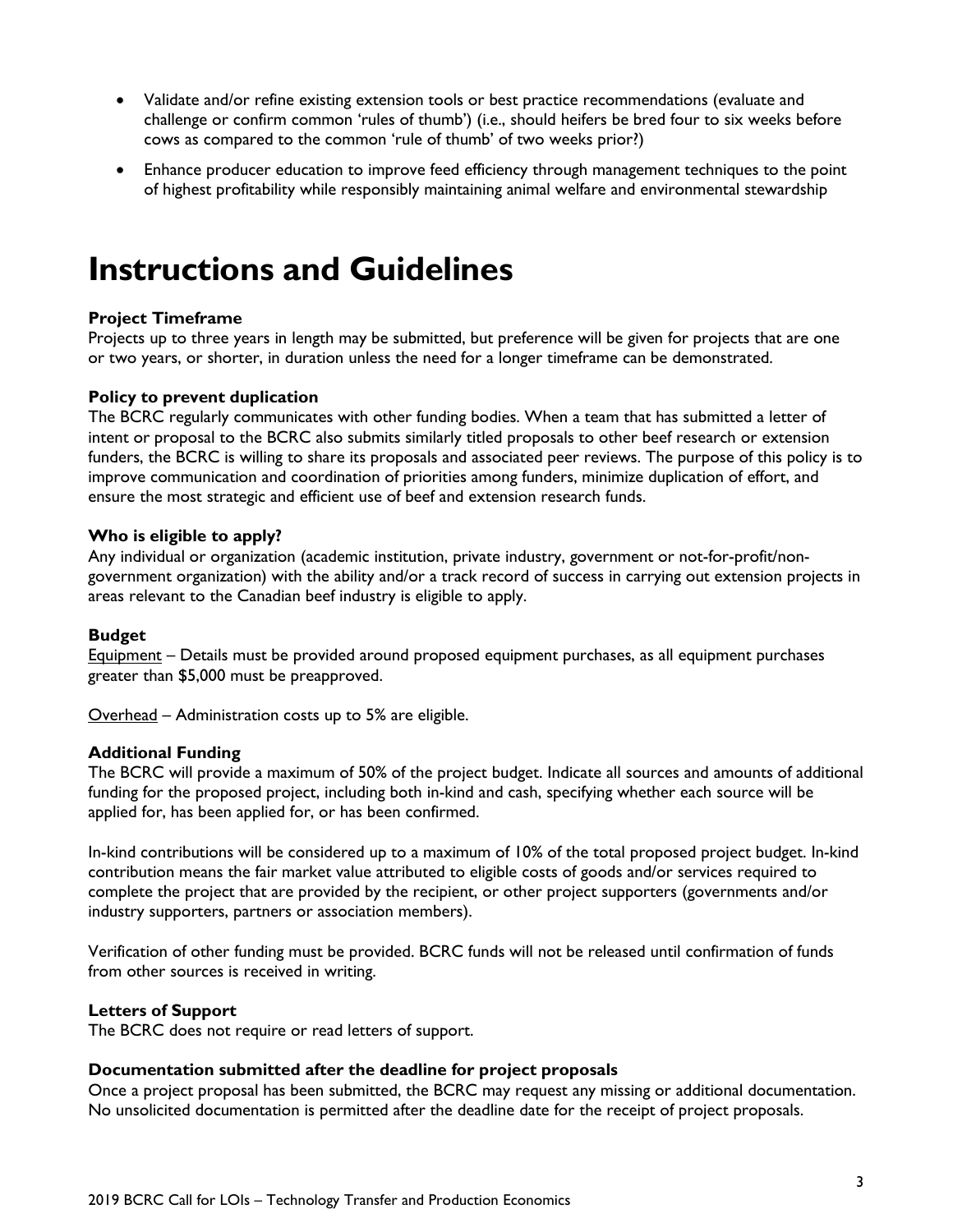- Validate and/or refine existing extension tools or best practice recommendations (evaluate and challenge or confirm common 'rules of thumb') (i.e., should heifers be bred four to six weeks before cows as compared to the common 'rule of thumb' of two weeks prior?)
- Enhance producer education to improve feed efficiency through management techniques to the point of highest profitability while responsibly maintaining animal welfare and environmental stewardship

# Instructions and Guidelines

**Project Timeframe**
Projects up to three years in length may be submitted, but preference will be given for projects that are one or two years, or shorter, in duration unless the need for a longer timeframe can be demonstrated.

**Policy to prevent duplication**
The BCRC regularly communicates with other funding bodies. When a team that has submitted a letter of intent or proposal to the BCRC also submits similarly titled proposals to other beef research or extension funders, the BCRC is willing to share its proposals and associated peer reviews. The purpose of this policy is to improve communication and coordination of priorities among funders, minimize duplication of effort, and ensure the most strategic and efficient use of beef and extension research funds.

**Who is eligible to apply?**
Any individual or organization (academic institution, private industry, government or not-for-profit/non-government organization) with the ability and/or a track record of success in carrying out extension projects in areas relevant to the Canadian beef industry is eligible to apply.

**Budget**
Equipment – Details must be provided around proposed equipment purchases, as all equipment purchases greater than $5,000 must be preapproved.

Overhead – Administration costs up to 5% are eligible.

**Additional Funding**
The BCRC will provide a maximum of 50% of the project budget. Indicate all sources and amounts of additional funding for the proposed project, including both in-kind and cash, specifying whether each source will be applied for, has been applied for, or has been confirmed.

In-kind contributions will be considered up to a maximum of 10% of the total proposed project budget. In-kind contribution means the fair market value attributed to eligible costs of goods and/or services required to complete the project that are provided by the recipient, or other project supporters (governments and/or industry supporters, partners or association members).

Verification of other funding must be provided. BCRC funds will not be released until confirmation of funds from other sources is received in writing.

**Letters of Support**
The BCRC does not require or read letters of support.

**Documentation submitted after the deadline for project proposals**
Once a project proposal has been submitted, the BCRC may request any missing or additional documentation. No unsolicited documentation is permitted after the deadline date for the receipt of project proposals.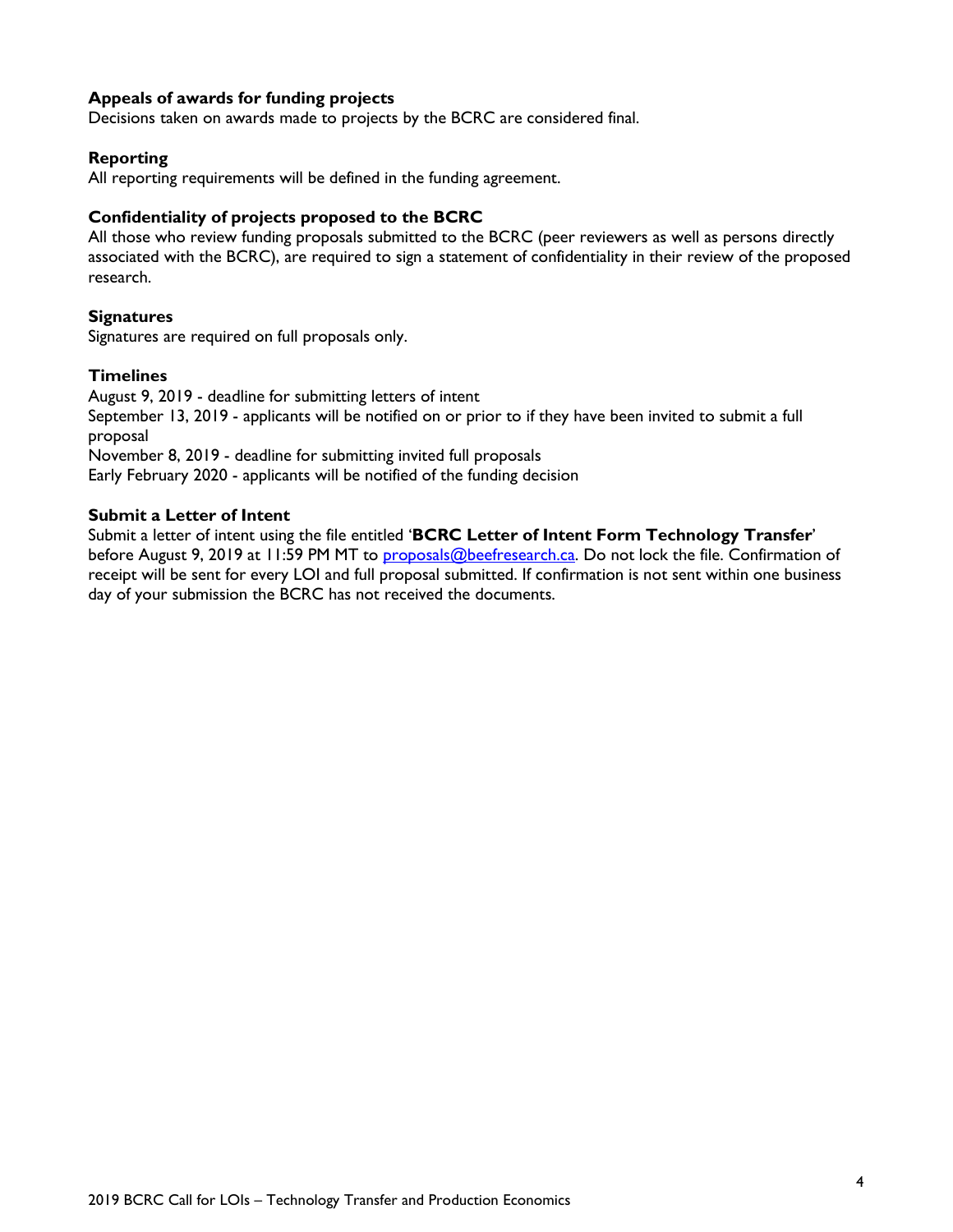### Appeals of awards for funding projects

Decisions taken on awards made to projects by the BCRC are considered final.

### Reporting

All reporting requirements will be defined in the funding agreement.

### Confidentiality of projects proposed to the BCRC

All those who review funding proposals submitted to the BCRC (peer reviewers as well as persons directly associated with the BCRC), are required to sign a statement of confidentiality in their review of the proposed research.

### Signatures

Signatures are required on full proposals only.

### Timelines

August 9, 2019 - deadline for submitting letters of intent
September 13, 2019 - applicants will be notified on or prior to if they have been invited to submit a full proposal
November 8, 2019 - deadline for submitting invited full proposals
Early February 2020 - applicants will be notified of the funding decision

### Submit a Letter of Intent

Submit a letter of intent using the file entitled '**BCRC Letter of Intent Form Technology Transfer**' before August 9, 2019 at 11:59 PM MT to proposals@beefresearch.ca. Do not lock the file. Confirmation of receipt will be sent for every LOI and full proposal submitted. If confirmation is not sent within one business day of your submission the BCRC has not received the documents.